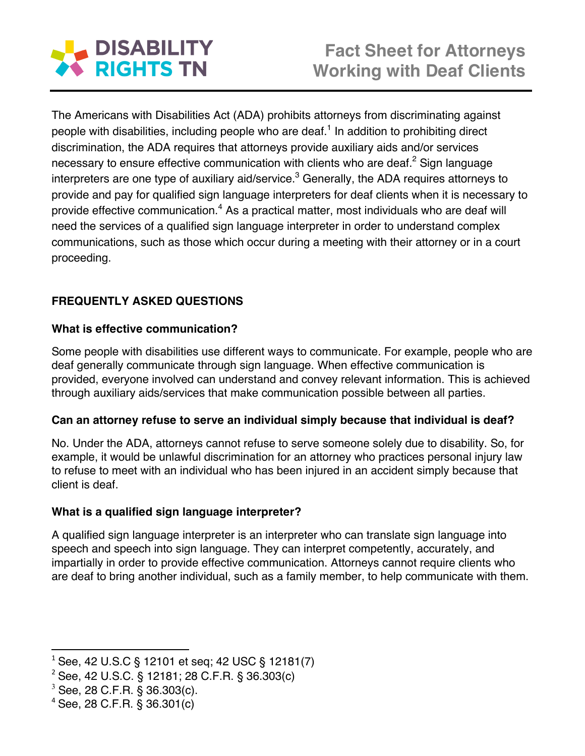**DISABILITY RIGHTS TN**

# Fact Sheet for Attorneys Working with Deaf Clients

The Americans with Disabilities Act (ADA) prohibits attorneys from discriminating against people with disabilities, including people who are deaf.[1] In addition to prohibiting direct discrimination, the ADA requires that attorneys provide auxiliary aids and/or services necessary to ensure effective communication with clients who are deaf.[2] Sign language interpreters are one type of auxiliary aid/service.[3] Generally, the ADA requires attorneys to provide and pay for qualified sign language interpreters for deaf clients when it is necessary to provide effective communication.[4] As a practical matter, most individuals who are deaf will need the services of a qualified sign language interpreter in order to understand complex communications, such as those which occur during a meeting with their attorney or in a court proceeding.

## FREQUENTLY ASKED QUESTIONS

### What is effective communication?

Some people with disabilities use different ways to communicate. For example, people who are deaf generally communicate through sign language. When effective communication is provided, everyone involved can understand and convey relevant information. This is achieved through auxiliary aids/services that make communication possible between all parties.

### Can an attorney refuse to serve an individual simply because that individual is deaf?

No. Under the ADA, attorneys cannot refuse to serve someone solely due to disability. So, for example, it would be unlawful discrimination for an attorney who practices personal injury law to refuse to meet with an individual who has been injured in an accident simply because that client is deaf.

### What is a qualified sign language interpreter?

A qualified sign language interpreter is an interpreter who can translate sign language into speech and speech into sign language. They can interpret competently, accurately, and impartially in order to provide effective communication. Attorneys cannot require clients who are deaf to bring another individual, such as a family member, to help communicate with them.

---

[1] See, 42 U.S.C § 12101 et seq; 42 USC § 12181(7)

[2] See, 42 U.S.C. § 12181; 28 C.F.R. § 36.303(c)

[3] See, 28 C.F.R. § 36.303(c).

[4] See, 28 C.F.R. § 36.301(c)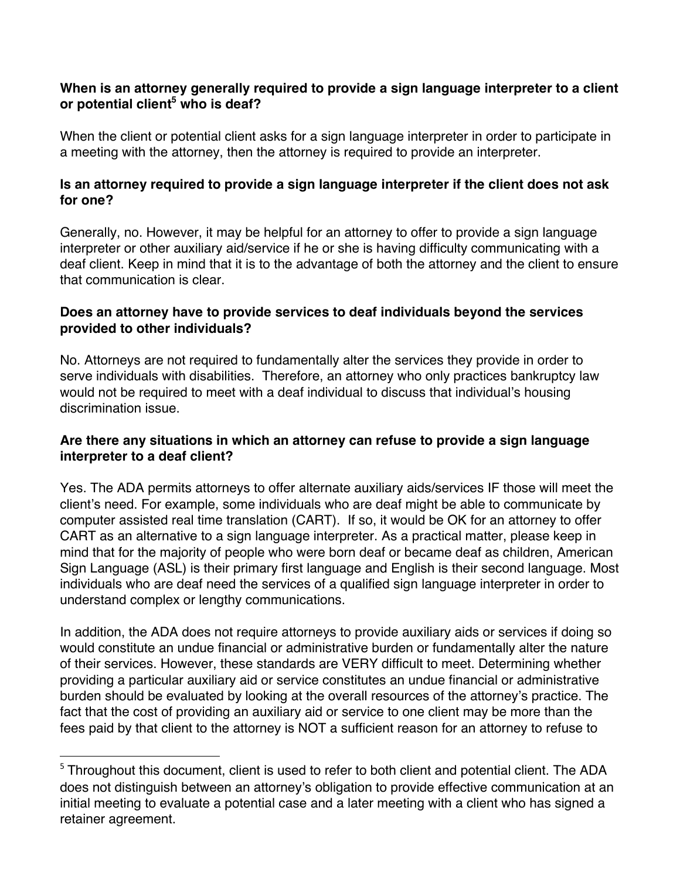**When is an attorney generally required to provide a sign language interpreter to a client or potential client[5] who is deaf?**

When the client or potential client asks for a sign language interpreter in order to participate in a meeting with the attorney, then the attorney is required to provide an interpreter.

**Is an attorney required to provide a sign language interpreter if the client does not ask for one?**

Generally, no. However, it may be helpful for an attorney to offer to provide a sign language interpreter or other auxiliary aid/service if he or she is having difficulty communicating with a deaf client. Keep in mind that it is to the advantage of both the attorney and the client to ensure that communication is clear.

**Does an attorney have to provide services to deaf individuals beyond the services provided to other individuals?**

No. Attorneys are not required to fundamentally alter the services they provide in order to serve individuals with disabilities. Therefore, an attorney who only practices bankruptcy law would not be required to meet with a deaf individual to discuss that individual's housing discrimination issue.

**Are there any situations in which an attorney can refuse to provide a sign language interpreter to a deaf client?**

Yes. The ADA permits attorneys to offer alternate auxiliary aids/services IF those will meet the client's need. For example, some individuals who are deaf might be able to communicate by computer assisted real time translation (CART). If so, it would be OK for an attorney to offer CART as an alternative to a sign language interpreter. As a practical matter, please keep in mind that for the majority of people who were born deaf or became deaf as children, American Sign Language (ASL) is their primary first language and English is their second language. Most individuals who are deaf need the services of a qualified sign language interpreter in order to understand complex or lengthy communications.

In addition, the ADA does not require attorneys to provide auxiliary aids or services if doing so would constitute an undue financial or administrative burden or fundamentally alter the nature of their services. However, these standards are VERY difficult to meet. Determining whether providing a particular auxiliary aid or service constitutes an undue financial or administrative burden should be evaluated by looking at the overall resources of the attorney's practice. The fact that the cost of providing an auxiliary aid or service to one client may be more than the fees paid by that client to the attorney is NOT a sufficient reason for an attorney to refuse to

---

[5] Throughout this document, client is used to refer to both client and potential client. The ADA does not distinguish between an attorney's obligation to provide effective communication at an initial meeting to evaluate a potential case and a later meeting with a client who has signed a retainer agreement.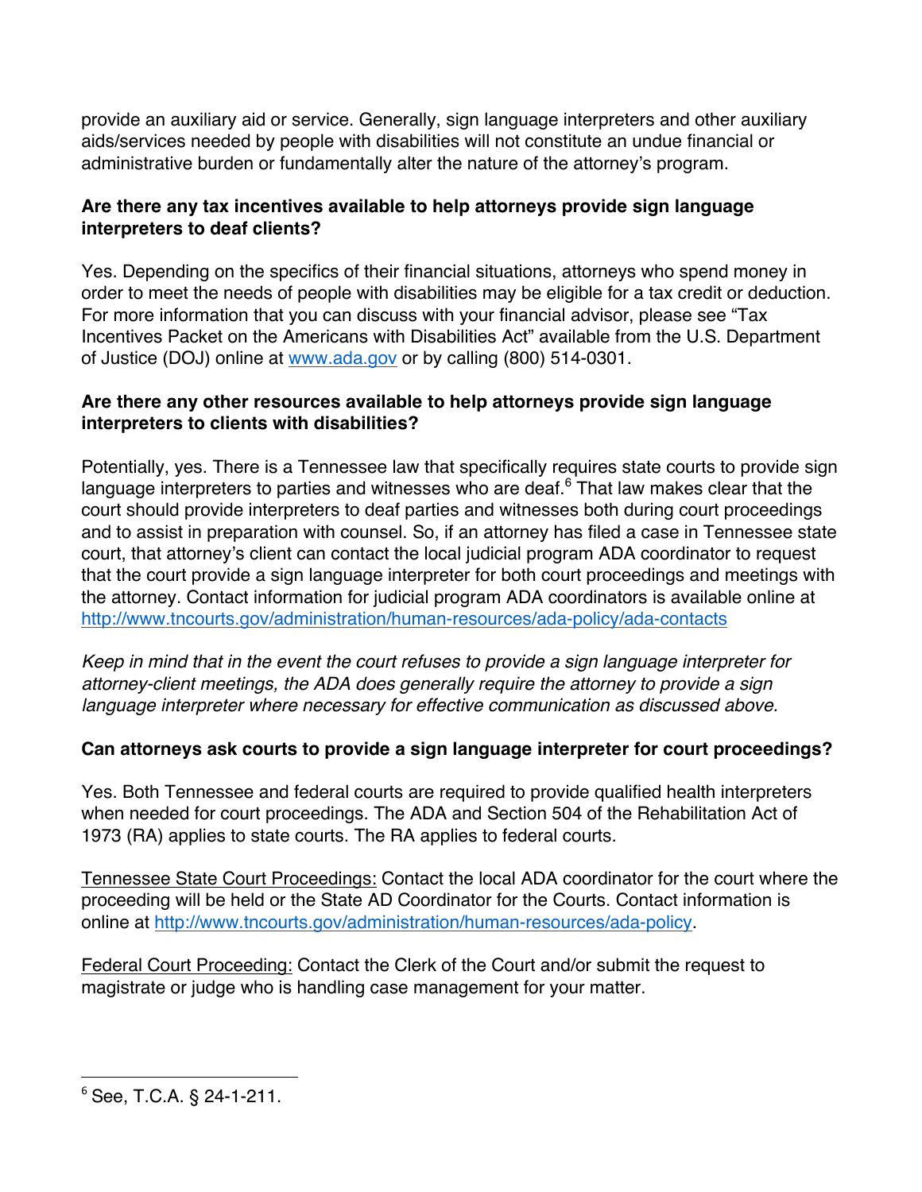provide an auxiliary aid or service. Generally, sign language interpreters and other auxiliary aids/services needed by people with disabilities will not constitute an undue financial or administrative burden or fundamentally alter the nature of the attorney's program.

**Are there any tax incentives available to help attorneys provide sign language interpreters to deaf clients?**

Yes. Depending on the specifics of their financial situations, attorneys who spend money in order to meet the needs of people with disabilities may be eligible for a tax credit or deduction. For more information that you can discuss with your financial advisor, please see "Tax Incentives Packet on the Americans with Disabilities Act" available from the U.S. Department of Justice (DOJ) online at [www.ada.gov](www.ada.gov) or by calling (800) 514-0301.

**Are there any other resources available to help attorneys provide sign language interpreters to clients with disabilities?**

Potentially, yes. There is a Tennessee law that specifically requires state courts to provide sign language interpreters to parties and witnesses who are deaf.[6] That law makes clear that the court should provide interpreters to deaf parties and witnesses both during court proceedings and to assist in preparation with counsel. So, if an attorney has filed a case in Tennessee state court, that attorney's client can contact the local judicial program ADA coordinator to request that the court provide a sign language interpreter for both court proceedings and meetings with the attorney. Contact information for judicial program ADA coordinators is available online at [http://www.tncourts.gov/administration/human-resources/ada-policy/ada-contacts](http://www.tncourts.gov/administration/human-resources/ada-policy/ada-contacts)

*Keep in mind that in the event the court refuses to provide a sign language interpreter for attorney-client meetings, the ADA does generally require the attorney to provide a sign language interpreter where necessary for effective communication as discussed above.*

**Can attorneys ask courts to provide a sign language interpreter for court proceedings?**

Yes. Both Tennessee and federal courts are required to provide qualified health interpreters when needed for court proceedings. The ADA and Section 504 of the Rehabilitation Act of 1973 (RA) applies to state courts. The RA applies to federal courts.

<u>Tennessee State Court Proceedings:</u> Contact the local ADA coordinator for the court where the proceeding will be held or the State AD Coordinator for the Courts. Contact information is online at [http://www.tncourts.gov/administration/human-resources/ada-policy](http://www.tncourts.gov/administration/human-resources/ada-policy).

<u>Federal Court Proceeding:</u> Contact the Clerk of the Court and/or submit the request to magistrate or judge who is handling case management for your matter.

---

[6] See, T.C.A. § 24-1-211.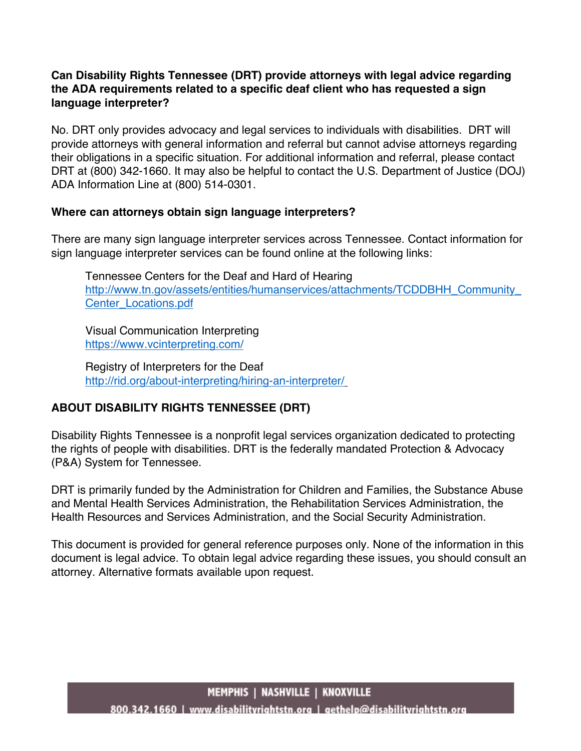**Can Disability Rights Tennessee (DRT) provide attorneys with legal advice regarding the ADA requirements related to a specific deaf client who has requested a sign language interpreter?**

No. DRT only provides advocacy and legal services to individuals with disabilities. DRT will provide attorneys with general information and referral but cannot advise attorneys regarding their obligations in a specific situation. For additional information and referral, please contact DRT at (800) 342-1660. It may also be helpful to contact the U.S. Department of Justice (DOJ) ADA Information Line at (800) 514-0301.

**Where can attorneys obtain sign language interpreters?**

There are many sign language interpreter services across Tennessee. Contact information for sign language interpreter services can be found online at the following links:

> Tennessee Centers for the Deaf and Hard of Hearing
> http://www.tn.gov/assets/entities/humanservices/attachments/TCDDBHH_Community_Center_Locations.pdf
>
> Visual Communication Interpreting
> https://www.vcinterpreting.com/
>
> Registry of Interpreters for the Deaf
> http://rid.org/about-interpreting/hiring-an-interpreter/

**ABOUT DISABILITY RIGHTS TENNESSEE (DRT)**

Disability Rights Tennessee is a nonprofit legal services organization dedicated to protecting the rights of people with disabilities. DRT is the federally mandated Protection & Advocacy (P&A) System for Tennessee.

DRT is primarily funded by the Administration for Children and Families, the Substance Abuse and Mental Health Services Administration, the Rehabilitation Services Administration, the Health Resources and Services Administration, and the Social Security Administration.

This document is provided for general reference purposes only. None of the information in this document is legal advice. To obtain legal advice regarding these issues, you should consult an attorney. Alternative formats available upon request.

MEMPHIS | NASHVILLE | KNOXVILLE

800.342.1660 | www.disabilityrightstn.org | gethelp@disabilityrightstn.org